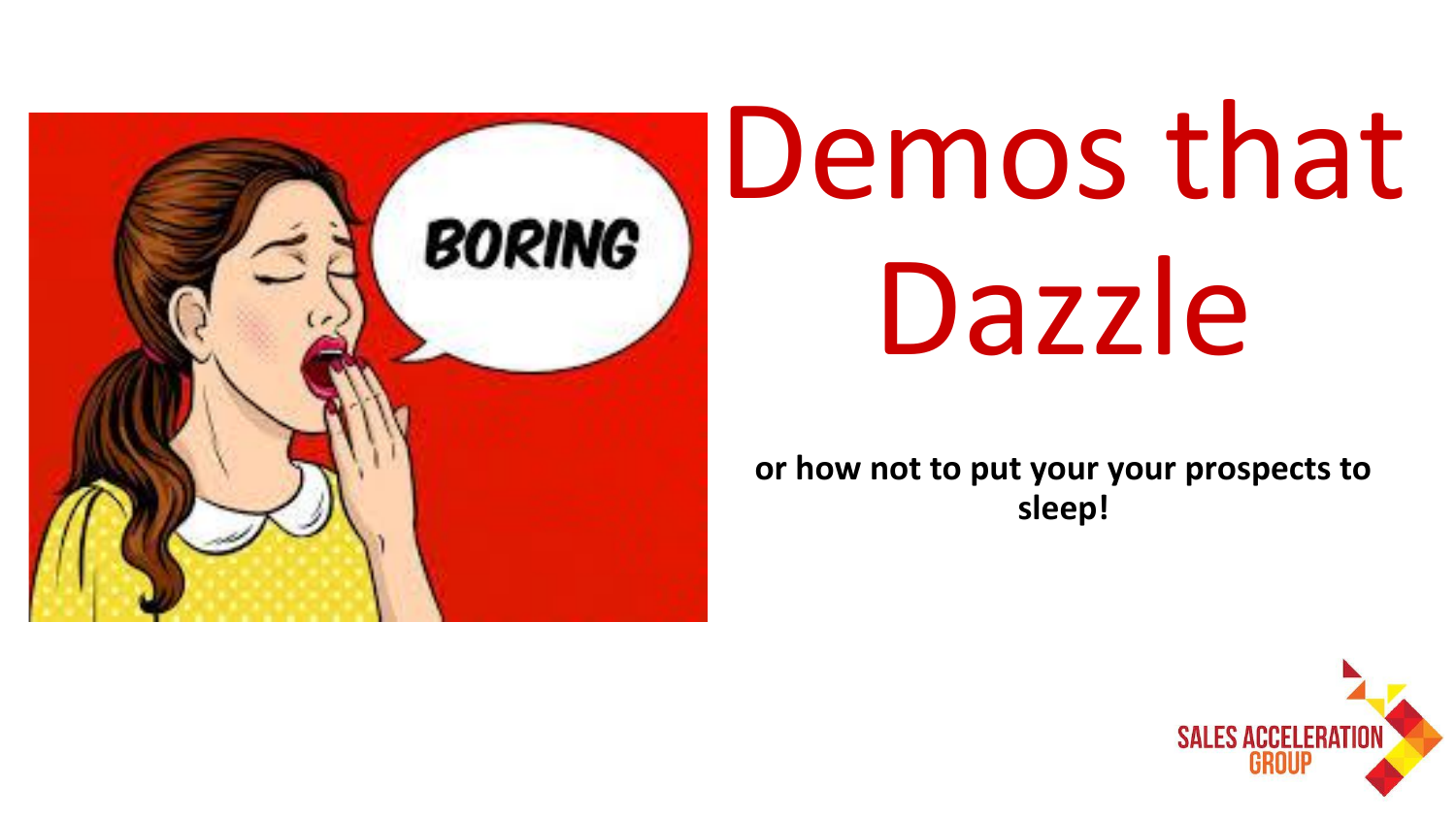# Demos that Dazzle

**or how not to put your your prospects to sleep!**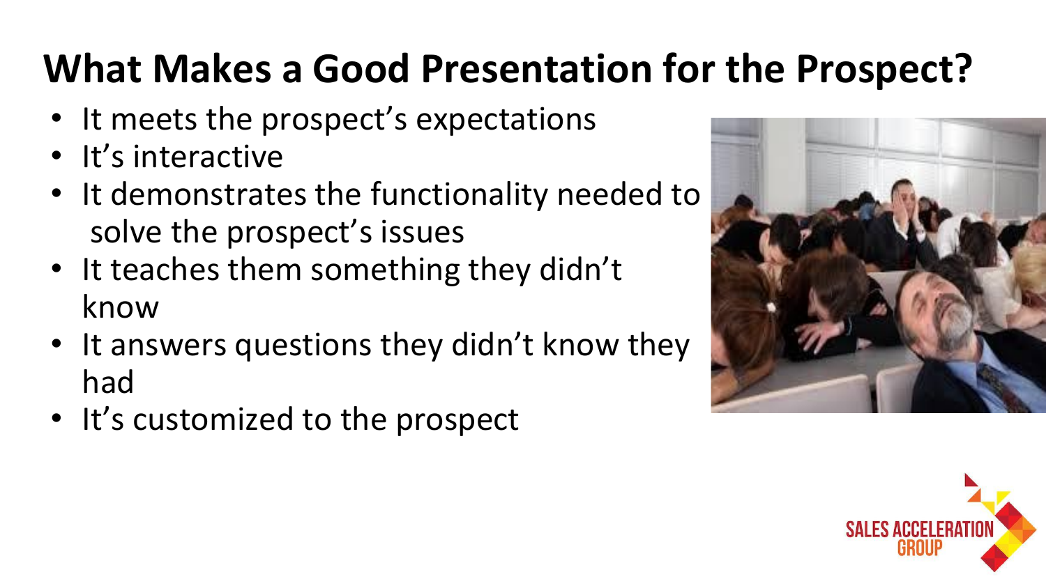# What Makes a Good Presentation for the Prospect?

- It meets the prospect's expectations
- It's interactive
- It demonstrates the functionality needed to solve the prospect's issues
- It teaches them something they didn't know
- It answers questions they didn't know they had
- It's customized to the prospect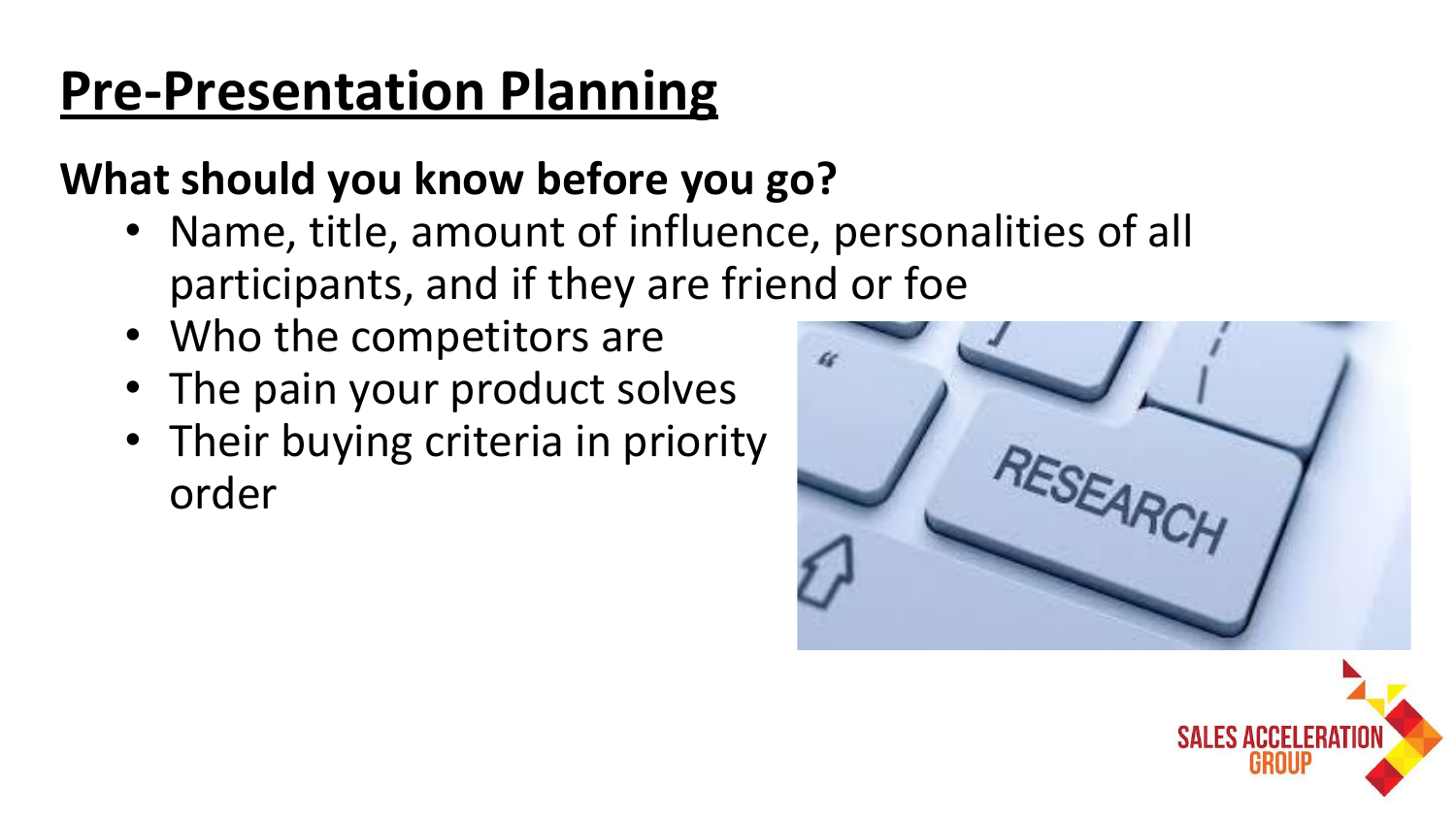# Pre-Presentation Planning

**What should you know before you go?**

- Name, title, amount of influence, personalities of all participants, and if they are friend or foe
- Who the competitors are
- The pain your product solves
- Their buying criteria in priority order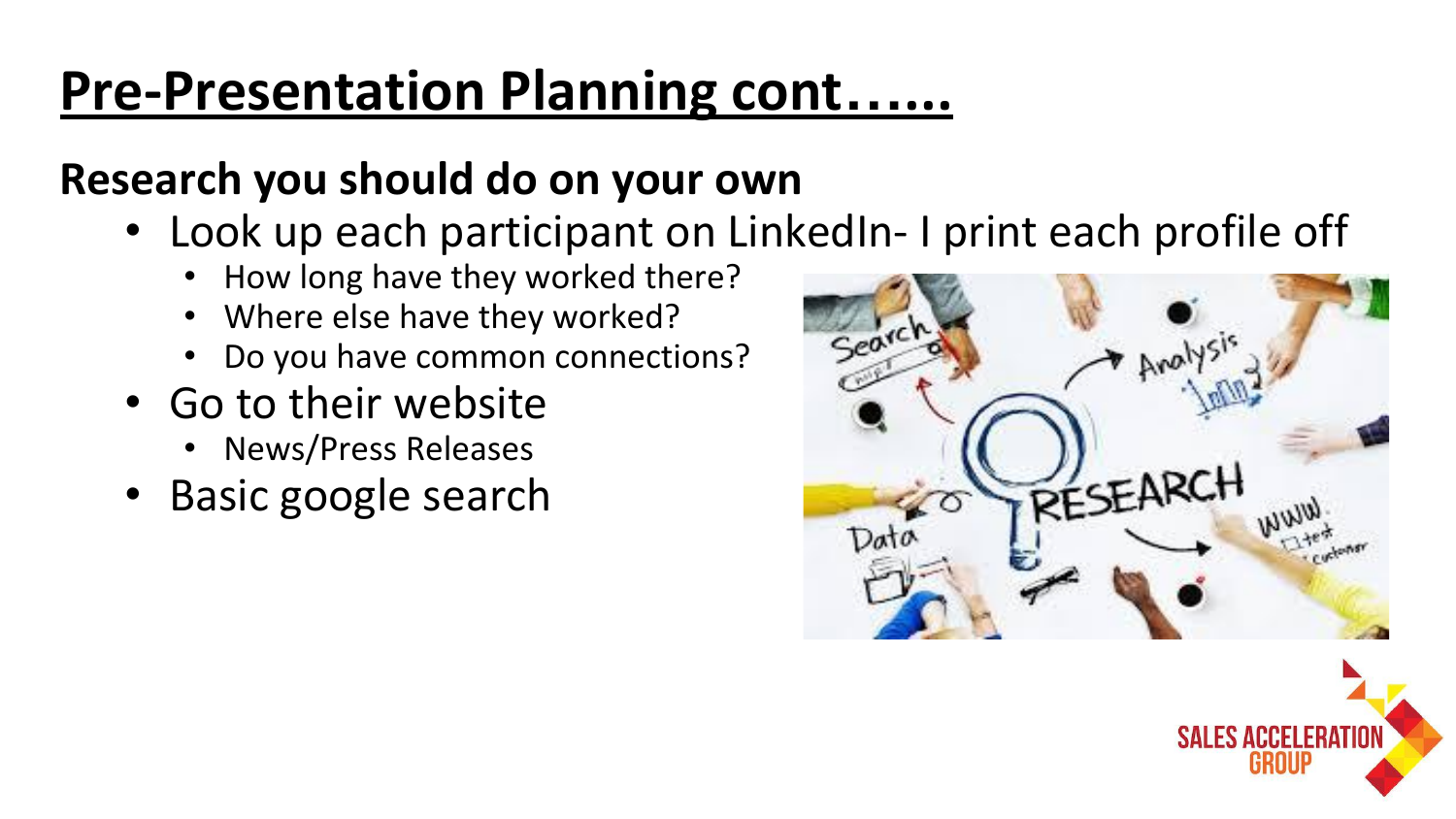# Pre-Presentation Planning cont…...

## Research you should do on your own

- Look up each participant on LinkedIn- I print each profile off
  - How long have they worked there?
  - Where else have they worked?
  - Do you have common connections?
- Go to their website
  - News/Press Releases
- Basic google search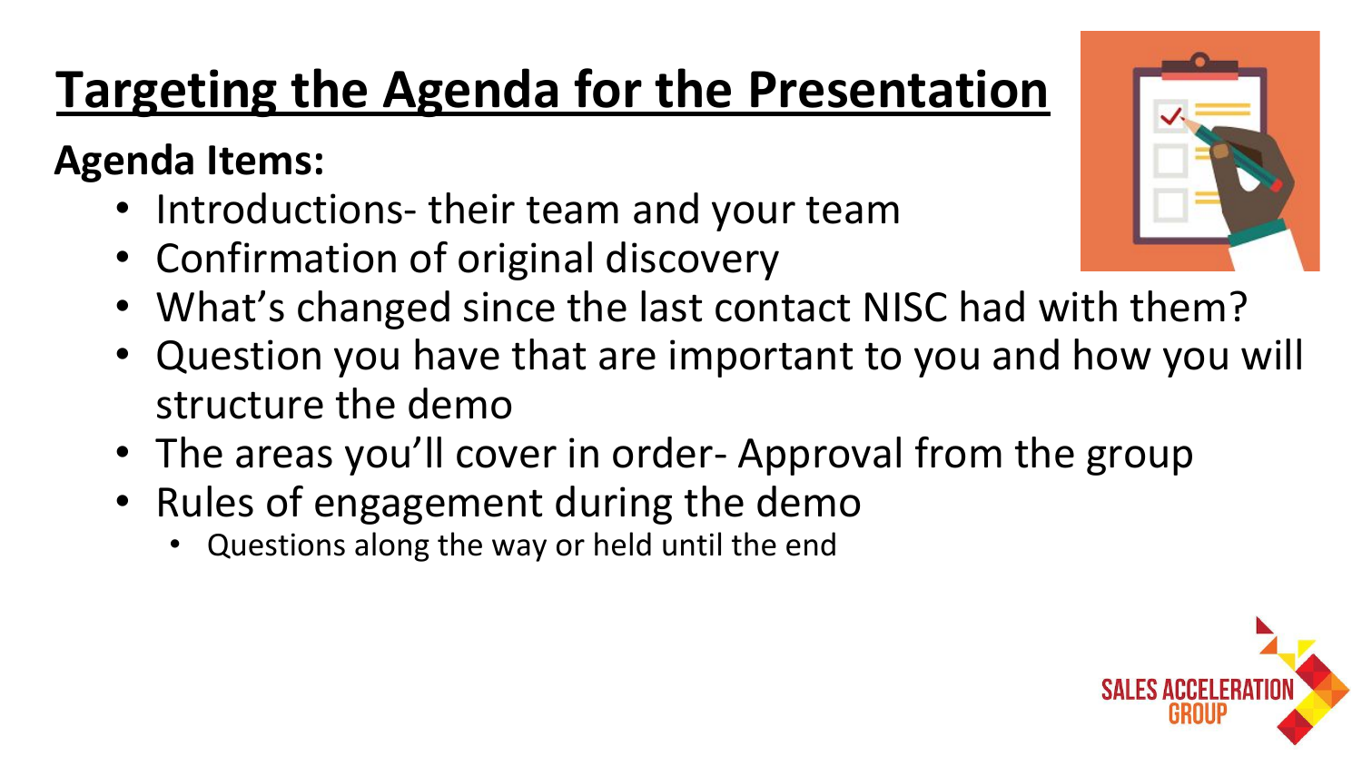# Targeting the Agenda for the Presentation

**Agenda Items:**

- Introductions- their team and your team
- Confirmation of original discovery
- What's changed since the last contact NISC had with them?
- Question you have that are important to you and how you will structure the demo
- The areas you'll cover in order- Approval from the group
- Rules of engagement during the demo
  - Questions along the way or held until the end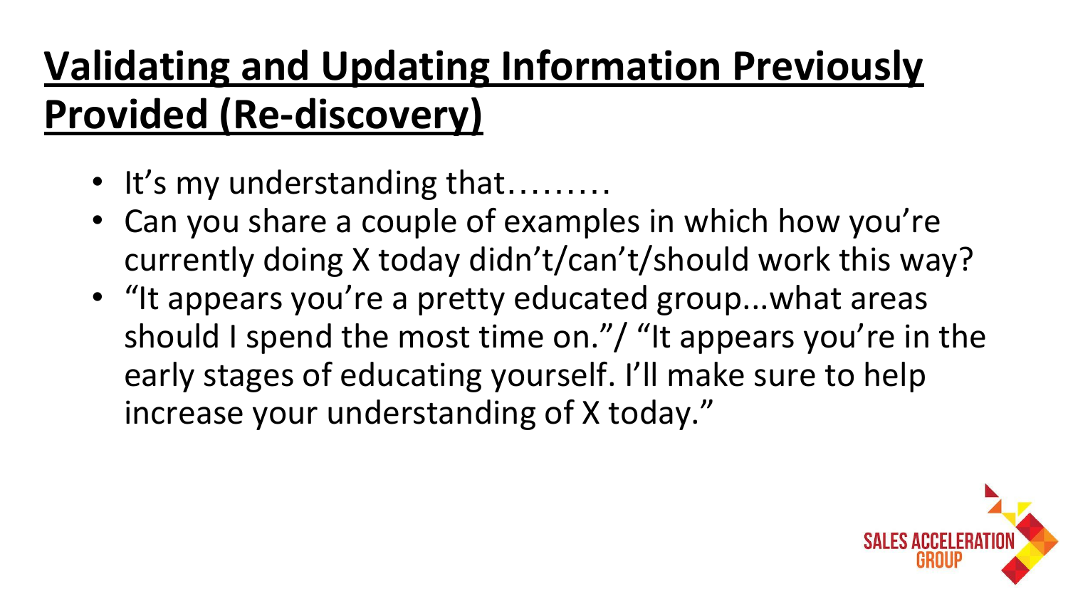# Validating and Updating Information Previously Provided (Re-discovery)

- It's my understanding that………
- Can you share a couple of examples in which how you're currently doing X today didn't/can't/should work this way?
- "It appears you're a pretty educated group...what areas should I spend the most time on."/ "It appears you're in the early stages of educating yourself. I'll make sure to help increase your understanding of X today."

SALES ACCELERATION GROUP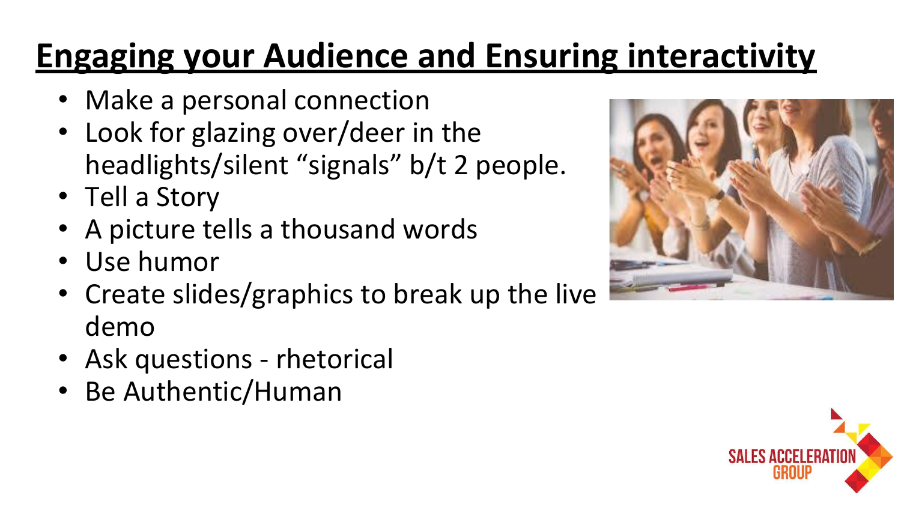# Engaging your Audience and Ensuring interactivity

- Make a personal connection
- Look for glazing over/deer in the headlights/silent “signals” b/t 2 people.
- Tell a Story
- A picture tells a thousand words
- Use humor
- Create slides/graphics to break up the live demo
- Ask questions - rhetorical
- Be Authentic/Human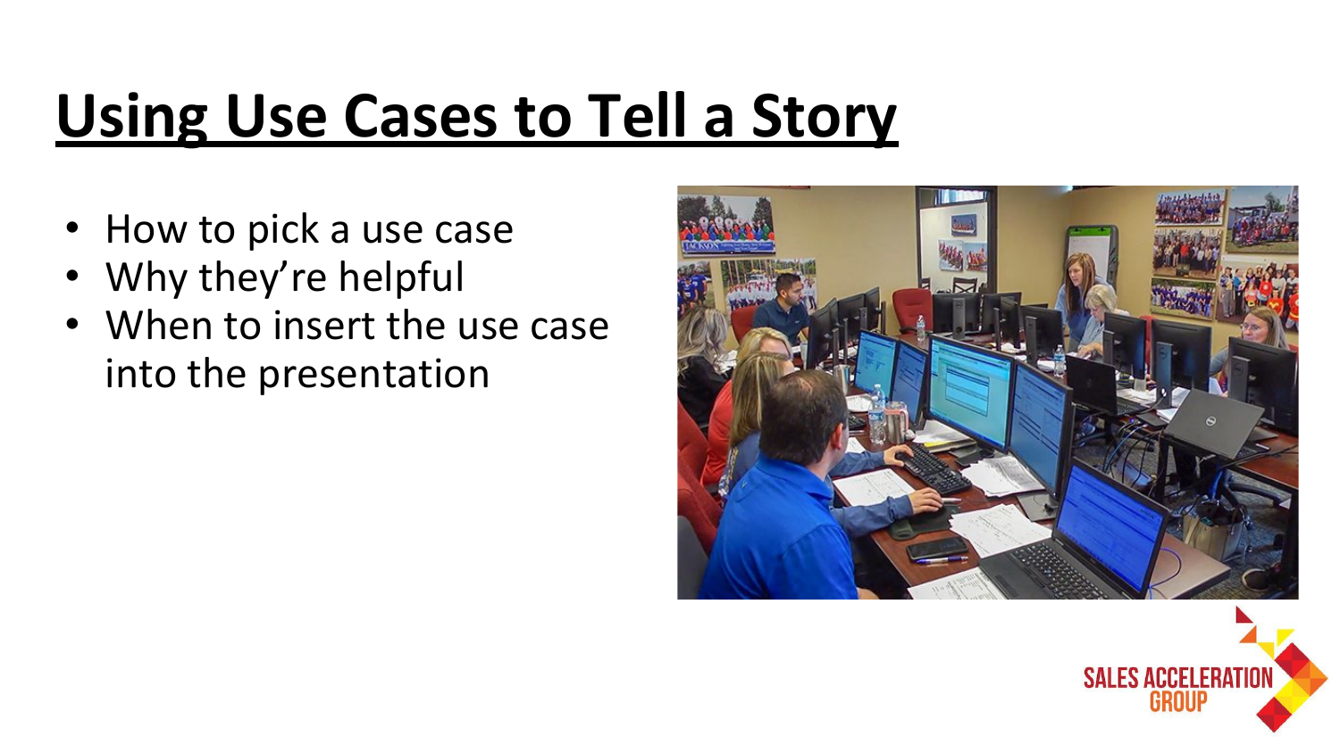# Using Use Cases to Tell a Story

- How to pick a use case
- Why they're helpful
- When to insert the use case into the presentation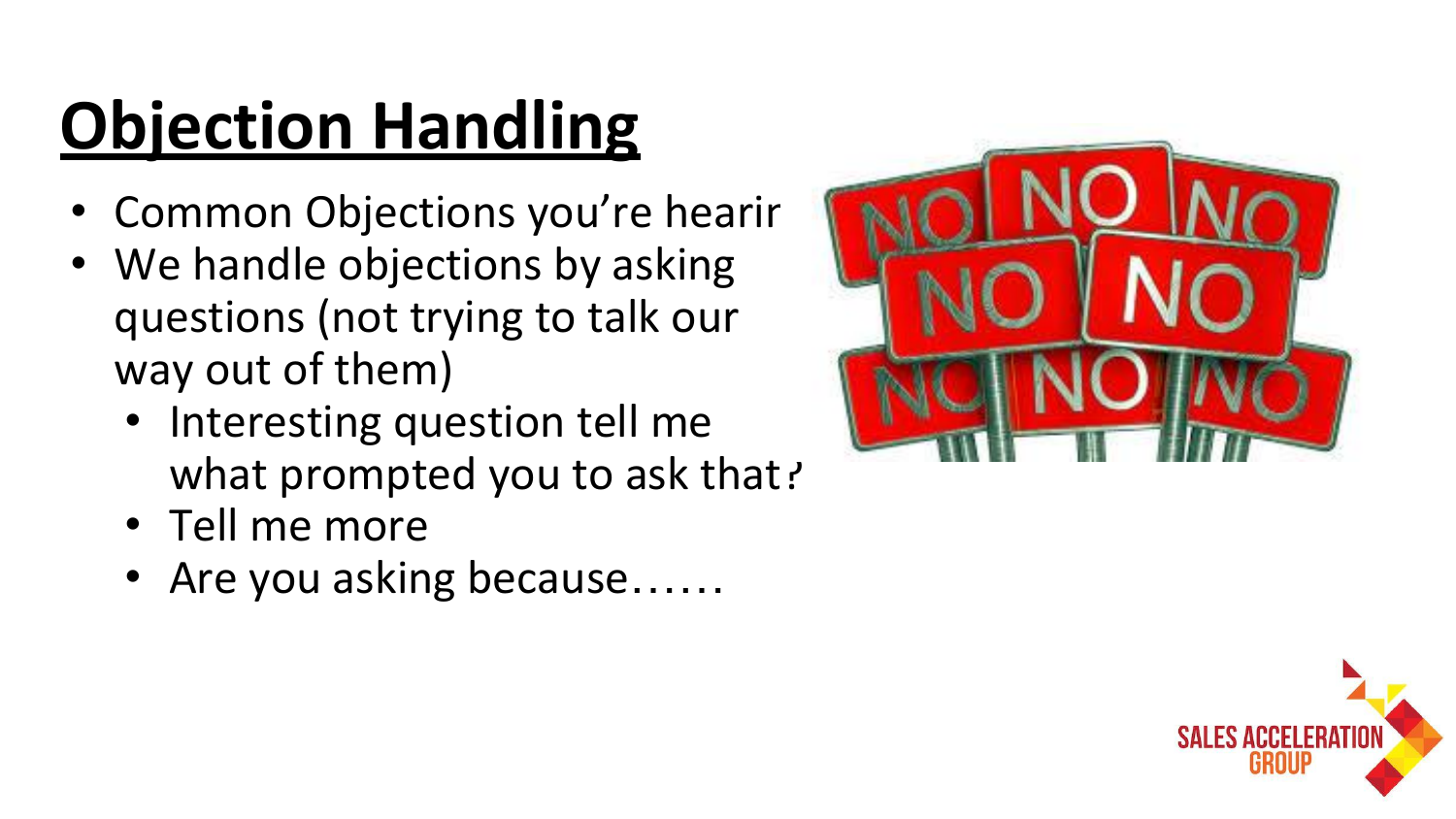# Objection Handling

- Common Objections you're hearir
- We handle objections by asking questions (not trying to talk our way out of them)
  - Interesting question tell me what prompted you to ask that?
  - Tell me more
  - Are you asking because……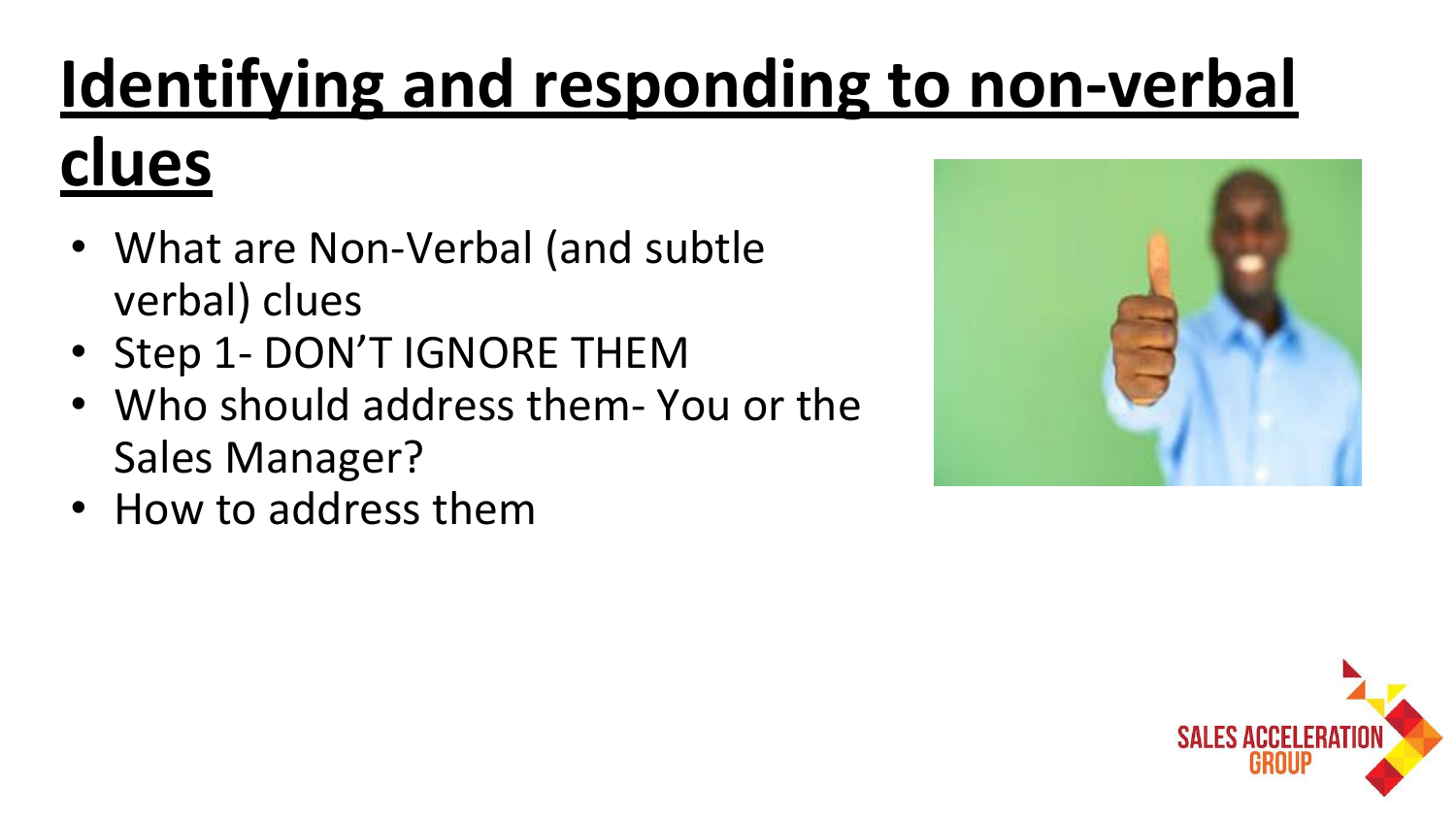# Identifying and responding to non-verbal clues

- What are Non-Verbal (and subtle verbal) clues
- Step 1- DON'T IGNORE THEM
- Who should address them- You or the Sales Manager?
- How to address them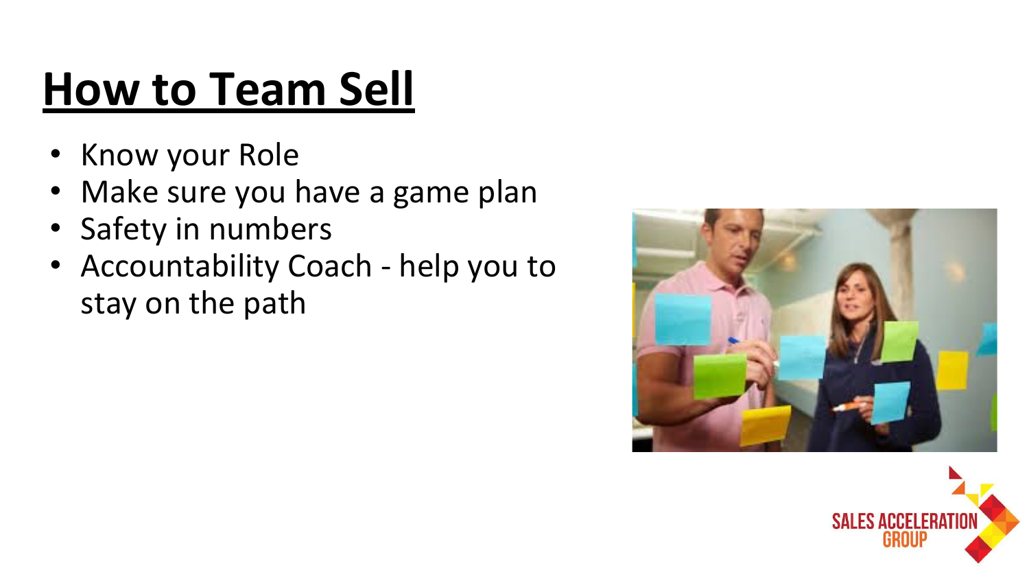# How to Team Sell

- Know your Role
- Make sure you have a game plan
- Safety in numbers
- Accountability Coach - help you to stay on the path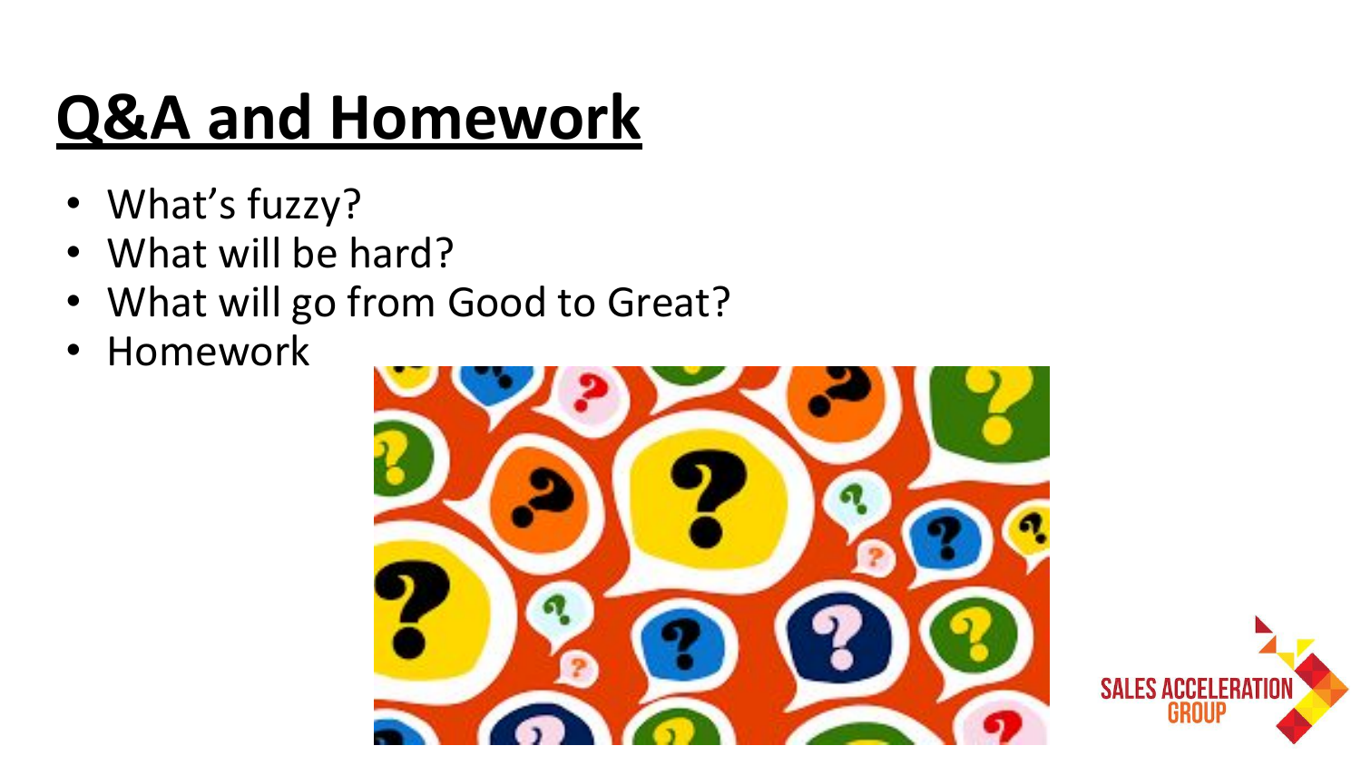# Q&A and Homework

- What's fuzzy?
- What will be hard?
- What will go from Good to Great?
- Homework